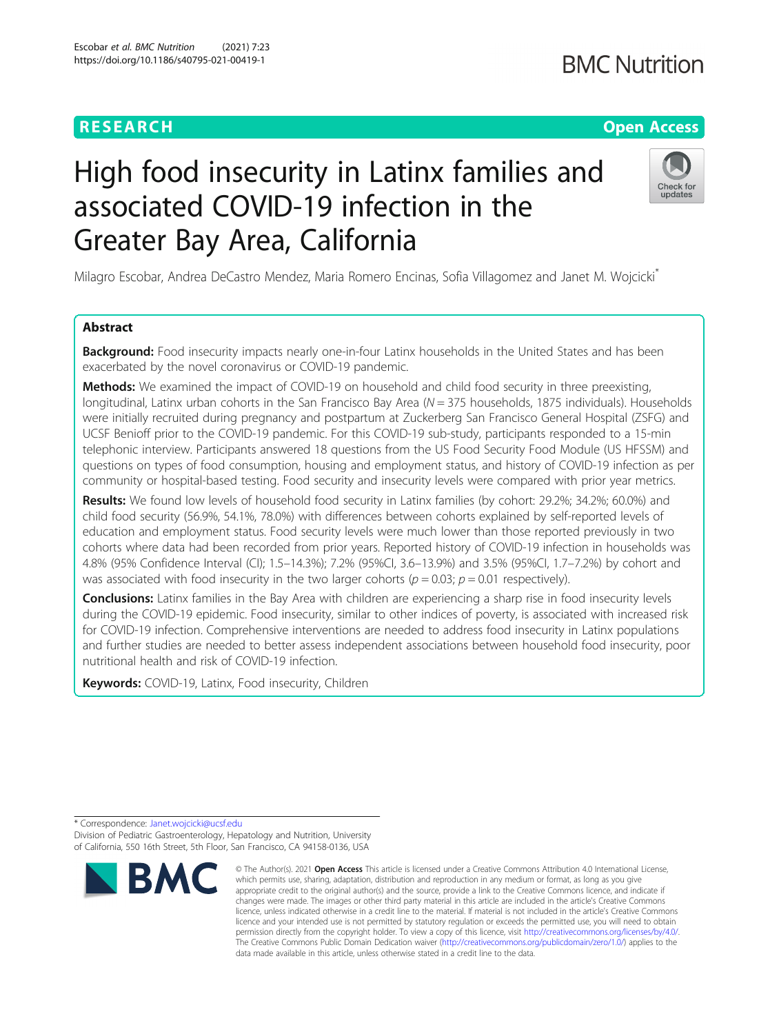# High food insecurity in Latinx families and associated COVID-19 infection in the Greater Bay Area, California

Milagro Escobar, Andrea DeCastro Mendez, Maria Romero Encinas, Sofia Villagomez and Janet M. Wojcicki*

## Abstract

**Background:** Food insecurity impacts nearly one-in-four Latinx households in the United States and has been exacerbated by the novel coronavirus or COVID-19 pandemic.

**Methods:** We examined the impact of COVID-19 on household and child food security in three preexisting, longitudinal, Latinx urban cohorts in the San Francisco Bay Area ($N = 375$ households, 1875 individuals). Households were initially recruited during pregnancy and postpartum at Zuckerberg San Francisco General Hospital (ZSFG) and UCSF Benioff prior to the COVID-19 pandemic. For this COVID-19 sub-study, participants responded to a 15-min telephonic interview. Participants answered 18 questions from the US Food Security Food Module (US HFSSM) and questions on types of food consumption, housing and employment status, and history of COVID-19 infection as per community or hospital-based testing. Food security and insecurity levels were compared with prior year metrics.

**Results:** We found low levels of household food security in Latinx families (by cohort: 29.2%; 34.2%; 60.0%) and child food security (56.9%, 54.1%, 78.0%) with differences between cohorts explained by self-reported levels of education and employment status. Food security levels were much lower than those reported previously in two cohorts where data had been recorded from prior years. Reported history of COVID-19 infection in households was 4.8% (95% Confidence Interval (CI); 1.5–14.3%); 7.2% (95%CI, 3.6–13.9%) and 3.5% (95%CI, 1.7–7.2%) by cohort and was associated with food insecurity in the two larger cohorts ($p = 0.03$; $p = 0.01$ respectively).

**Conclusions:** Latinx families in the Bay Area with children are experiencing a sharp rise in food insecurity levels during the COVID-19 epidemic. Food insecurity, similar to other indices of poverty, is associated with increased risk for COVID-19 infection. Comprehensive interventions are needed to address food insecurity in Latinx populations and further studies are needed to better assess independent associations between household food insecurity, poor nutritional health and risk of COVID-19 infection.

**Keywords:** COVID-19, Latinx, Food insecurity, Children

\* Correspondence: Janet.wojcicki@ucsf.edu
Division of Pediatric Gastroenterology, Hepatology and Nutrition, University of California, 550 16th Street, 5th Floor, San Francisco, CA 94158-0136, USA

© The Author(s). 2021 **Open Access** This article is licensed under a Creative Commons Attribution 4.0 International License, which permits use, sharing, adaptation, distribution and reproduction in any medium or format, as long as you give appropriate credit to the original author(s) and the source, provide a link to the Creative Commons licence, and indicate if changes were made. The images or other third party material in this article are included in the article's Creative Commons licence, unless indicated otherwise in a credit line to the material. If material is not included in the article's Creative Commons licence and your intended use is not permitted by statutory regulation or exceeds the permitted use, you will need to obtain permission directly from the copyright holder. To view a copy of this licence, visit http://creativecommons.org/licenses/by/4.0/. The Creative Commons Public Domain Dedication waiver (http://creativecommons.org/publicdomain/zero/1.0/) applies to the data made available in this article, unless otherwise stated in a credit line to the data.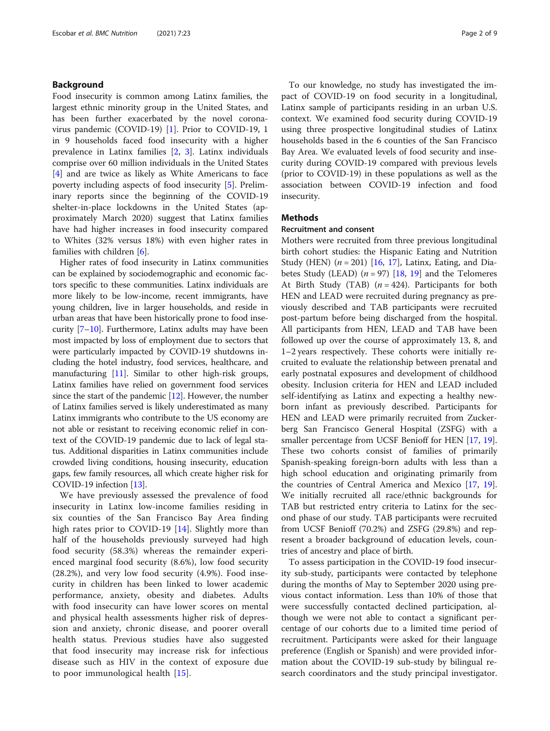## Background

Food insecurity is common among Latinx families, the largest ethnic minority group in the United States, and has been further exacerbated by the novel coronavirus pandemic (COVID-19) [1]. Prior to COVID-19, 1 in 9 households faced food insecurity with a higher prevalence in Latinx families [2, 3]. Latinx individuals comprise over 60 million individuals in the United States [4] and are twice as likely as White Americans to face poverty including aspects of food insecurity [5]. Preliminary reports since the beginning of the COVID-19 shelter-in-place lockdowns in the United States (approximately March 2020) suggest that Latinx families have had higher increases in food insecurity compared to Whites (32% versus 18%) with even higher rates in families with children [6].

Higher rates of food insecurity in Latinx communities can be explained by sociodemographic and economic factors specific to these communities. Latinx individuals are more likely to be low-income, recent immigrants, have young children, live in larger households, and reside in urban areas that have been historically prone to food insecurity [7–10]. Furthermore, Latinx adults may have been most impacted by loss of employment due to sectors that were particularly impacted by COVID-19 shutdowns including the hotel industry, food services, healthcare, and manufacturing [11]. Similar to other high-risk groups, Latinx families have relied on government food services since the start of the pandemic [12]. However, the number of Latinx families served is likely underestimated as many Latinx immigrants who contribute to the US economy are not able or resistant to receiving economic relief in context of the COVID-19 pandemic due to lack of legal status. Additional disparities in Latinx communities include crowded living conditions, housing insecurity, education gaps, few family resources, all which create higher risk for COVID-19 infection [13].

We have previously assessed the prevalence of food insecurity in Latinx low-income families residing in six counties of the San Francisco Bay Area finding high rates prior to COVID-19 [14]. Slightly more than half of the households previously surveyed had high food security (58.3%) whereas the remainder experienced marginal food security (8.6%), low food security (28.2%), and very low food security (4.9%). Food insecurity in children has been linked to lower academic performance, anxiety, obesity and diabetes. Adults with food insecurity can have lower scores on mental and physical health assessments higher risk of depression and anxiety, chronic disease, and poorer overall health status. Previous studies have also suggested that food insecurity may increase risk for infectious disease such as HIV in the context of exposure due to poor immunological health [15].

To our knowledge, no study has investigated the impact of COVID-19 on food security in a longitudinal, Latinx sample of participants residing in an urban U.S. context. We examined food security during COVID-19 using three prospective longitudinal studies of Latinx households based in the 6 counties of the San Francisco Bay Area. We evaluated levels of food security and insecurity during COVID-19 compared with previous levels (prior to COVID-19) in these populations as well as the association between COVID-19 infection and food insecurity.

## Methods

### Recruitment and consent

Mothers were recruited from three previous longitudinal birth cohort studies: the Hispanic Eating and Nutrition Study (HEN) ($n = 201$) [16, 17], Latinx, Eating, and Diabetes Study (LEAD) ($n = 97$) [18, 19] and the Telomeres At Birth Study (TAB) ($n = 424$). Participants for both HEN and LEAD were recruited during pregnancy as previously described and TAB participants were recruited post-partum before being discharged from the hospital. All participants from HEN, LEAD and TAB have been followed up over the course of approximately 13, 8, and 1–2 years respectively. These cohorts were initially recruited to evaluate the relationship between prenatal and early postnatal exposures and development of childhood obesity. Inclusion criteria for HEN and LEAD included self-identifying as Latinx and expecting a healthy newborn infant as previously described. Participants for HEN and LEAD were primarily recruited from Zuckerberg San Francisco General Hospital (ZSFG) with a smaller percentage from UCSF Benioff for HEN [17, 19]. These two cohorts consist of families of primarily Spanish-speaking foreign-born adults with less than a high school education and originating primarily from the countries of Central America and Mexico [17, 19]. We initially recruited all race/ethnic backgrounds for TAB but restricted entry criteria to Latinx for the second phase of our study. TAB participants were recruited from UCSF Benioff (70.2%) and ZSFG (29.8%) and represent a broader background of education levels, countries of ancestry and place of birth.

To assess participation in the COVID-19 food insecurity sub-study, participants were contacted by telephone during the months of May to September 2020 using previous contact information. Less than 10% of those that were successfully contacted declined participation, although we were not able to contact a significant percentage of our cohorts due to a limited time period of recruitment. Participants were asked for their language preference (English or Spanish) and were provided information about the COVID-19 sub-study by bilingual research coordinators and the study principal investigator.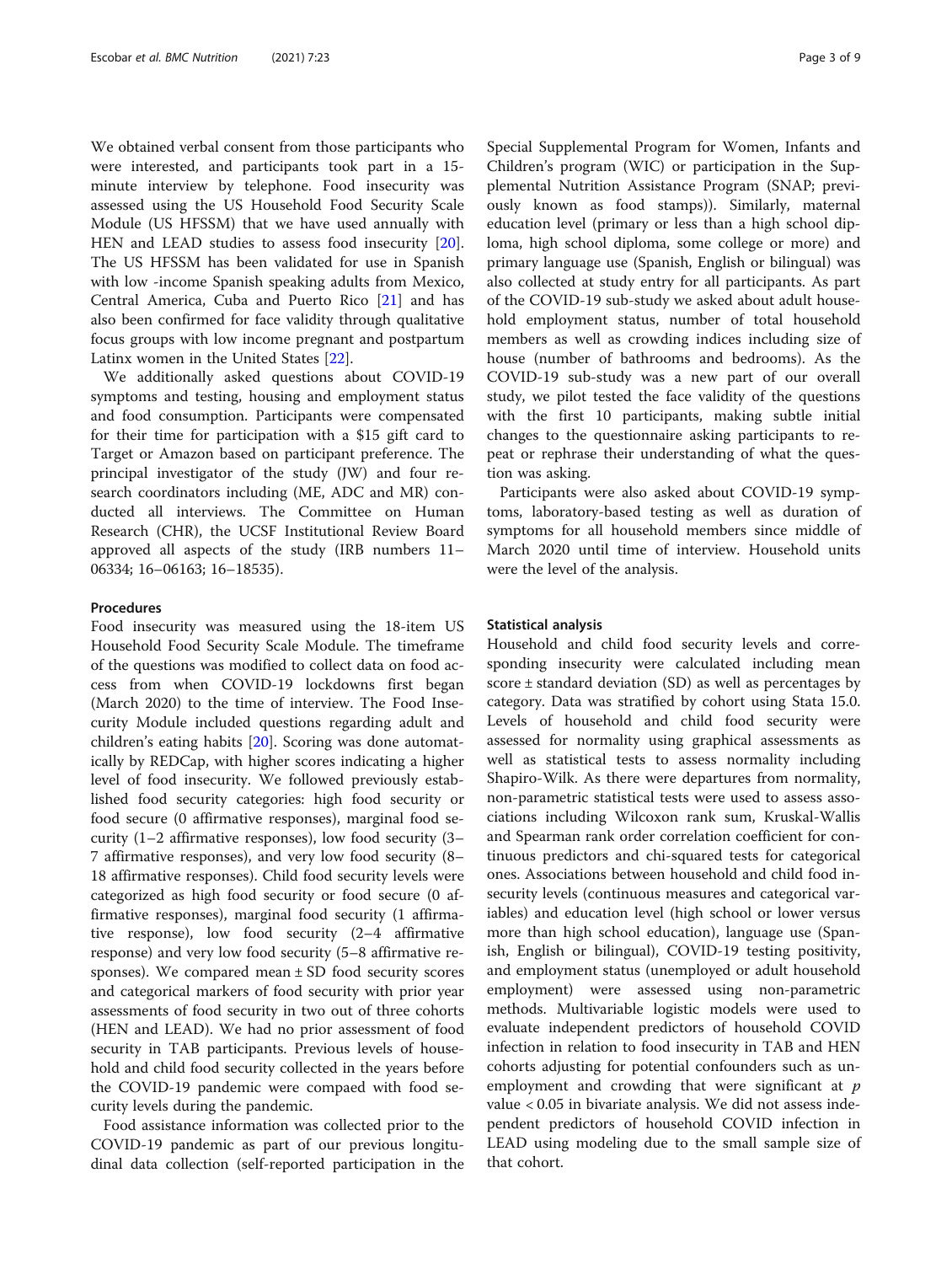We obtained verbal consent from those participants who were interested, and participants took part in a 15-minute interview by telephone. Food insecurity was assessed using the US Household Food Security Scale Module (US HFSSM) that we have used annually with HEN and LEAD studies to assess food insecurity [20]. The US HFSSM has been validated for use in Spanish with low -income Spanish speaking adults from Mexico, Central America, Cuba and Puerto Rico [21] and has also been confirmed for face validity through qualitative focus groups with low income pregnant and postpartum Latinx women in the United States [22].

We additionally asked questions about COVID-19 symptoms and testing, housing and employment status and food consumption. Participants were compensated for their time for participation with a $15 gift card to Target or Amazon based on participant preference. The principal investigator of the study (JW) and four research coordinators including (ME, ADC and MR) conducted all interviews. The Committee on Human Research (CHR), the UCSF Institutional Review Board approved all aspects of the study (IRB numbers 11–06334; 16–06163; 16–18535).

### Procedures

Food insecurity was measured using the 18-item US Household Food Security Scale Module. The timeframe of the questions was modified to collect data on food access from when COVID-19 lockdowns first began (March 2020) to the time of interview. The Food Insecurity Module included questions regarding adult and children's eating habits [20]. Scoring was done automatically by REDCap, with higher scores indicating a higher level of food insecurity. We followed previously established food security categories: high food security or food secure (0 affirmative responses), marginal food security (1–2 affirmative responses), low food security (3–7 affirmative responses), and very low food security (8–18 affirmative responses). Child food security levels were categorized as high food security or food secure (0 affirmative responses), marginal food security (1 affirmative response), low food security (2–4 affirmative response) and very low food security (5–8 affirmative responses). We compared mean ± SD food security scores and categorical markers of food security with prior year assessments of food security in two out of three cohorts (HEN and LEAD). We had no prior assessment of food security in TAB participants. Previous levels of household and child food security collected in the years before the COVID-19 pandemic were compaed with food security levels during the pandemic.

Food assistance information was collected prior to the COVID-19 pandemic as part of our previous longitudinal data collection (self-reported participation in the Special Supplemental Program for Women, Infants and Children's program (WIC) or participation in the Supplemental Nutrition Assistance Program (SNAP; previously known as food stamps)). Similarly, maternal education level (primary or less than a high school diploma, high school diploma, some college or more) and primary language use (Spanish, English or bilingual) was also collected at study entry for all participants. As part of the COVID-19 sub-study we asked about adult household employment status, number of total household members as well as crowding indices including size of house (number of bathrooms and bedrooms). As the COVID-19 sub-study was a new part of our overall study, we pilot tested the face validity of the questions with the first 10 participants, making subtle initial changes to the questionnaire asking participants to repeat or rephrase their understanding of what the question was asking.

Participants were also asked about COVID-19 symptoms, laboratory-based testing as well as duration of symptoms for all household members since middle of March 2020 until time of interview. Household units were the level of the analysis.

### Statistical analysis

Household and child food security levels and corresponding insecurity were calculated including mean score ± standard deviation (SD) as well as percentages by category. Data was stratified by cohort using Stata 15.0. Levels of household and child food security were assessed for normality using graphical assessments as well as statistical tests to assess normality including Shapiro-Wilk. As there were departures from normality, non-parametric statistical tests were used to assess associations including Wilcoxon rank sum, Kruskal-Wallis and Spearman rank order correlation coefficient for continuous predictors and chi-squared tests for categorical ones. Associations between household and child food insecurity levels (continuous measures and categorical variables) and education level (high school or lower versus more than high school education), language use (Spanish, English or bilingual), COVID-19 testing positivity, and employment status (unemployed or adult household employment) were assessed using non-parametric methods. Multivariable logistic models were used to evaluate independent predictors of household COVID infection in relation to food insecurity in TAB and HEN cohorts adjusting for potential confounders such as unemployment and crowding that were significant at $p$ value < 0.05 in bivariate analysis. We did not assess independent predictors of household COVID infection in LEAD using modeling due to the small sample size of that cohort.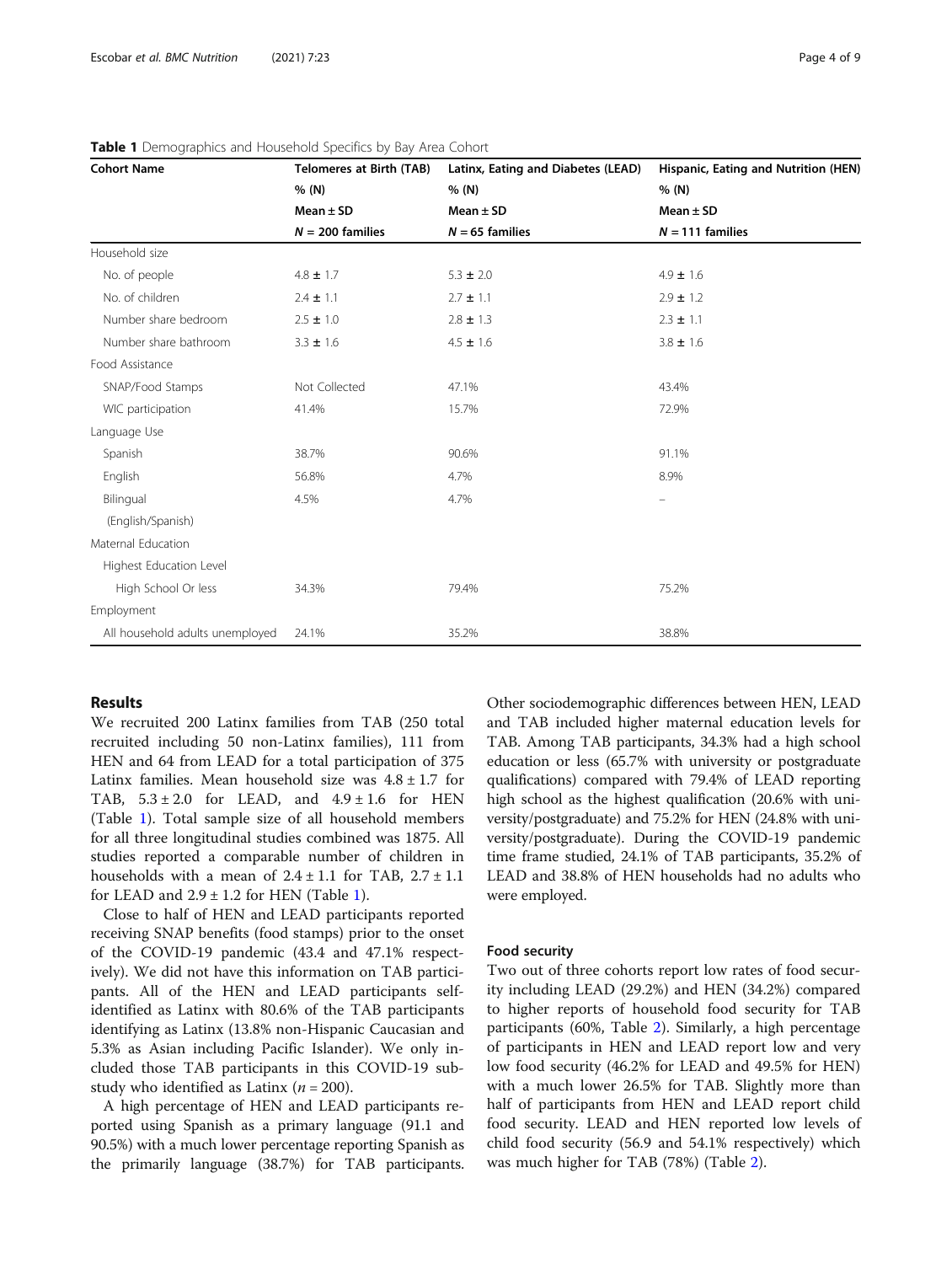**Table 1** Demographics and Household Specifics by Bay Area Cohort

| Cohort Name | Telomeres at Birth (TAB) % (N) Mean ± SD $N = 200$ families | Latinx, Eating and Diabetes (LEAD) % (N) Mean ± SD $N = 65$ families | Hispanic, Eating and Nutrition (HEN) % (N) Mean ± SD $N = 111$ families |
|---|---|---|---|
| Household size | | | |
| No. of people | 4.8 ± 1.7 | 5.3 ± 2.0 | 4.9 ± 1.6 |
| No. of children | 2.4 ± 1.1 | 2.7 ± 1.1 | 2.9 ± 1.2 |
| Number share bedroom | 2.5 ± 1.0 | 2.8 ± 1.3 | 2.3 ± 1.1 |
| Number share bathroom | 3.3 ± 1.6 | 4.5 ± 1.6 | 3.8 ± 1.6 |
| Food Assistance | | | |
| SNAP/Food Stamps | Not Collected | 47.1% | 43.4% |
| WIC participation | 41.4% | 15.7% | 72.9% |
| Language Use | | | |
| Spanish | 38.7% | 90.6% | 91.1% |
| English | 56.8% | 4.7% | 8.9% |
| Bilingual (English/Spanish) | 4.5% | 4.7% | – |
| Maternal Education | | | |
| Highest Education Level | | | |
| High School Or less | 34.3% | 79.4% | 75.2% |
| Employment | | | |
| All household adults unemployed | 24.1% | 35.2% | 38.8% |

## Results

We recruited 200 Latinx families from TAB (250 total recruited including 50 non-Latinx families), 111 from HEN and 64 from LEAD for a total participation of 375 Latinx families. Mean household size was 4.8 ± 1.7 for TAB, 5.3 ± 2.0 for LEAD, and 4.9 ± 1.6 for HEN (Table 1). Total sample size of all household members for all three longitudinal studies combined was 1875. All studies reported a comparable number of children in households with a mean of 2.4 ± 1.1 for TAB, 2.7 ± 1.1 for LEAD and 2.9 ± 1.2 for HEN (Table 1).

Close to half of HEN and LEAD participants reported receiving SNAP benefits (food stamps) prior to the onset of the COVID-19 pandemic (43.4 and 47.1% respectively). We did not have this information on TAB participants. All of the HEN and LEAD participants self-identified as Latinx with 80.6% of the TAB participants identifying as Latinx (13.8% non-Hispanic Caucasian and 5.3% as Asian including Pacific Islander). We only included those TAB participants in this COVID-19 sub-study who identified as Latinx ($n = 200$).

A high percentage of HEN and LEAD participants reported using Spanish as a primary language (91.1 and 90.5%) with a much lower percentage reporting Spanish as the primarily language (38.7%) for TAB participants. Other sociodemographic differences between HEN, LEAD and TAB included higher maternal education levels for TAB. Among TAB participants, 34.3% had a high school education or less (65.7% with university or postgraduate qualifications) compared with 79.4% of LEAD reporting high school as the highest qualification (20.6% with university/postgraduate) and 75.2% for HEN (24.8% with university/postgraduate). During the COVID-19 pandemic time frame studied, 24.1% of TAB participants, 35.2% of LEAD and 38.8% of HEN households had no adults who were employed.

### Food security

Two out of three cohorts report low rates of food security including LEAD (29.2%) and HEN (34.2%) compared to higher reports of household food security for TAB participants (60%, Table 2). Similarly, a high percentage of participants in HEN and LEAD report low and very low food security (46.2% for LEAD and 49.5% for HEN) with a much lower 26.5% for TAB. Slightly more than half of participants from HEN and LEAD report child food security. LEAD and HEN reported low levels of child food security (56.9 and 54.1% respectively) which was much higher for TAB (78%) (Table 2).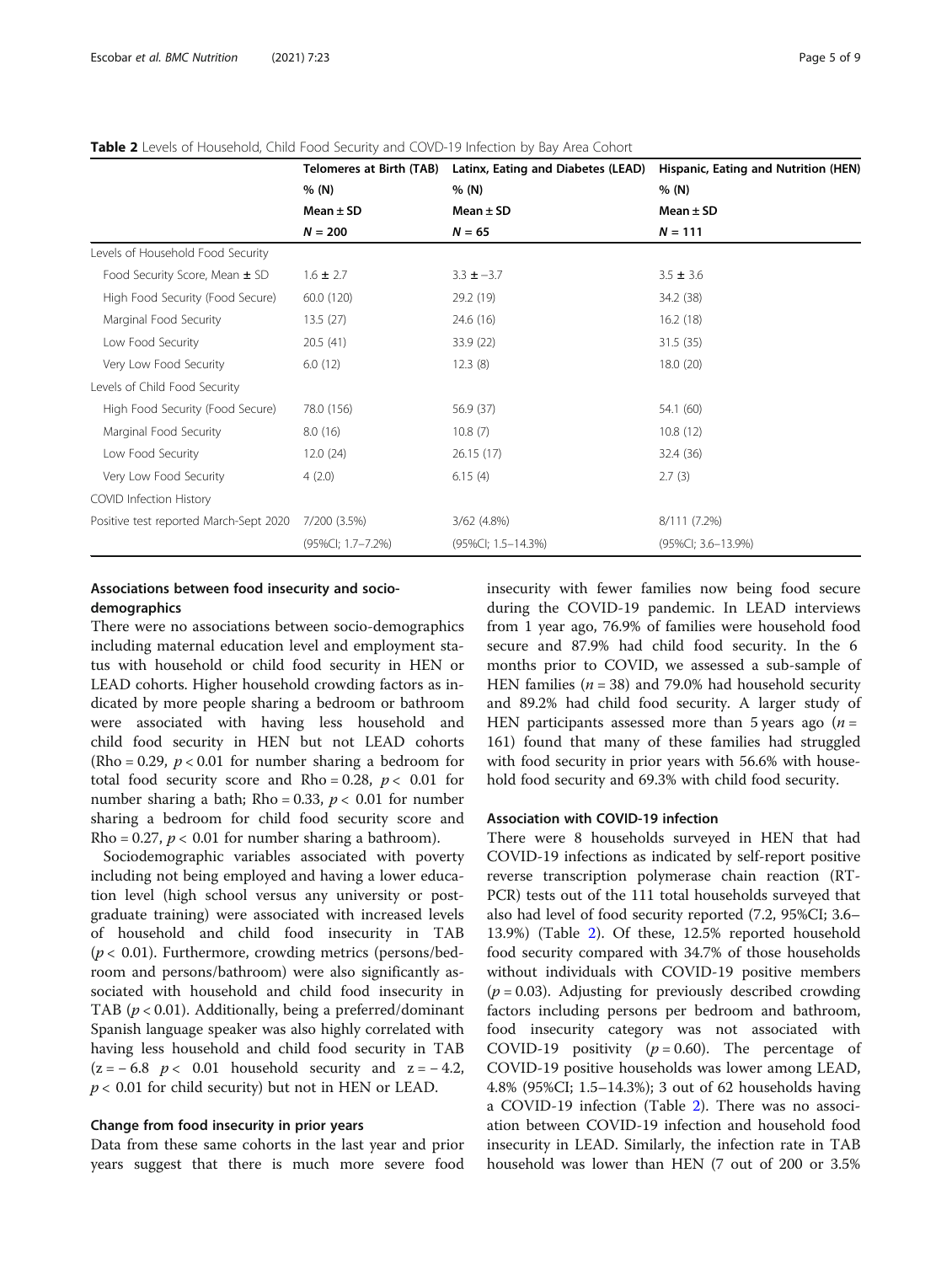**Table 2** Levels of Household, Child Food Security and COVD-19 Infection by Bay Area Cohort

| | Telomeres at Birth (TAB) % (N) Mean ± SD $N = 200$ | Latinx, Eating and Diabetes (LEAD) % (N) Mean ± SD $N = 65$ | Hispanic, Eating and Nutrition (HEN) % (N) Mean ± SD $N = 111$ |
|---|---|---|---|
| Levels of Household Food Security | | | |
| Food Security Score, Mean ± SD | 1.6 ± 2.7 | 3.3 ± −3.7 | 3.5 ± 3.6 |
| High Food Security (Food Secure) | 60.0 (120) | 29.2 (19) | 34.2 (38) |
| Marginal Food Security | 13.5 (27) | 24.6 (16) | 16.2 (18) |
| Low Food Security | 20.5 (41) | 33.9 (22) | 31.5 (35) |
| Very Low Food Security | 6.0 (12) | 12.3 (8) | 18.0 (20) |
| Levels of Child Food Security | | | |
| High Food Security (Food Secure) | 78.0 (156) | 56.9 (37) | 54.1 (60) |
| Marginal Food Security | 8.0 (16) | 10.8 (7) | 10.8 (12) |
| Low Food Security | 12.0 (24) | 26.15 (17) | 32.4 (36) |
| Very Low Food Security | 4 (2.0) | 6.15 (4) | 2.7 (3) |
| COVID Infection History | | | |
| Positive test reported March-Sept 2020 | 7/200 (3.5%) | 3/62 (4.8%) | 8/111 (7.2%) |
| | (95%CI; 1.7–7.2%) | (95%CI; 1.5–14.3%) | (95%CI; 3.6–13.9%) |

### Associations between food insecurity and socio-demographics

There were no associations between socio-demographics including maternal education level and employment status with household or child food security in HEN or LEAD cohorts. Higher household crowding factors as indicated by more people sharing a bedroom or bathroom were associated with having less household and child food security in HEN but not LEAD cohorts (Rho = 0.29, $p < 0.01$ for number sharing a bedroom for total food security score and Rho = 0.28, $p < 0.01$ for number sharing a bath; Rho = 0.33, $p < 0.01$ for number sharing a bedroom for child food security score and Rho = 0.27, $p < 0.01$ for number sharing a bathroom).

Sociodemographic variables associated with poverty including not being employed and having a lower education level (high school versus any university or post-graduate training) were associated with increased levels of household and child food insecurity in TAB ($p < 0.01$). Furthermore, crowding metrics (persons/bedroom and persons/bathroom) were also significantly associated with household and child food insecurity in TAB ($p < 0.01$). Additionally, being a preferred/dominant Spanish language speaker was also highly correlated with having less household and child food security in TAB ($z = -6.8$ $p < 0.01$ household security and $z = -4.2$, $p < 0.01$ for child security) but not in HEN or LEAD.

### Change from food insecurity in prior years

Data from these same cohorts in the last year and prior years suggest that there is much more severe food insecurity with fewer families now being food secure during the COVID-19 pandemic. In LEAD interviews from 1 year ago, 76.9% of families were household food secure and 87.9% had child food security. In the 6 months prior to COVID, we assessed a sub-sample of HEN families ($n = 38$) and 79.0% had household security and 89.2% had child food security. A larger study of HEN participants assessed more than 5 years ago ($n = 161$) found that many of these families had struggled with food security in prior years with 56.6% with household food security and 69.3% with child food security.

### Association with COVID-19 infection

There were 8 households surveyed in HEN that had COVID-19 infections as indicated by self-report positive reverse transcription polymerase chain reaction (RT-PCR) tests out of the 111 total households surveyed that also had level of food security reported (7.2, 95%CI; 3.6–13.9%) (Table 2). Of these, 12.5% reported household food security compared with 34.7% of those households without individuals with COVID-19 positive members ($p = 0.03$). Adjusting for previously described crowding factors including persons per bedroom and bathroom, food insecurity category was not associated with COVID-19 positivity ($p = 0.60$). The percentage of COVID-19 positive households was lower among LEAD, 4.8% (95%CI; 1.5–14.3%); 3 out of 62 households having a COVID-19 infection (Table 2). There was no association between COVID-19 infection and household food insecurity in LEAD. Similarly, the infection rate in TAB household was lower than HEN (7 out of 200 or 3.5%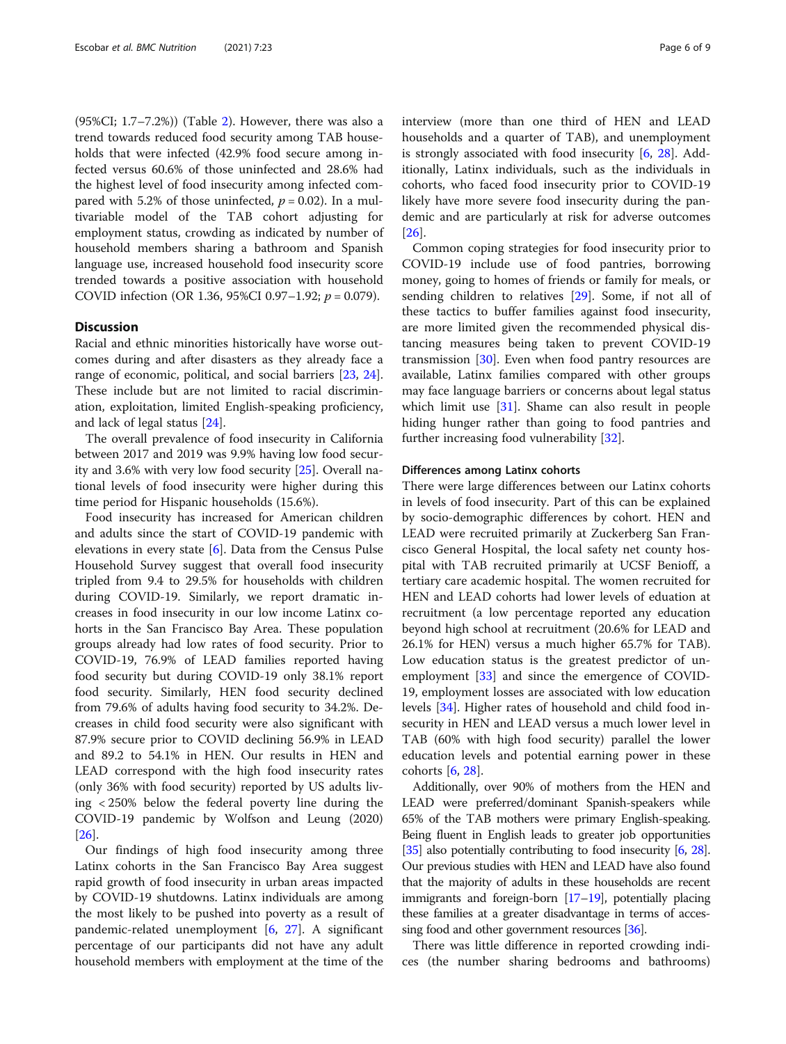(95%CI; 1.7–7.2%)) (Table 2). However, there was also a trend towards reduced food security among TAB households that were infected (42.9% food secure among infected versus 60.6% of those uninfected and 28.6% had the highest level of food insecurity among infected compared with 5.2% of those uninfected, $p = 0.02$). In a multivariable model of the TAB cohort adjusting for employment status, crowding as indicated by number of household members sharing a bathroom and Spanish language use, increased household food insecurity score trended towards a positive association with household COVID infection (OR 1.36, 95%CI 0.97–1.92; $p = 0.079$).

## Discussion

Racial and ethnic minorities historically have worse outcomes during and after disasters as they already face a range of economic, political, and social barriers [23, 24]. These include but are not limited to racial discrimination, exploitation, limited English-speaking proficiency, and lack of legal status [24].

The overall prevalence of food insecurity in California between 2017 and 2019 was 9.9% having low food security and 3.6% with very low food security [25]. Overall national levels of food insecurity were higher during this time period for Hispanic households (15.6%).

Food insecurity has increased for American children and adults since the start of COVID-19 pandemic with elevations in every state [6]. Data from the Census Pulse Household Survey suggest that overall food insecurity tripled from 9.4 to 29.5% for households with children during COVID-19. Similarly, we report dramatic increases in food insecurity in our low income Latinx cohorts in the San Francisco Bay Area. These population groups already had low rates of food security. Prior to COVID-19, 76.9% of LEAD families reported having food security but during COVID-19 only 38.1% report food security. Similarly, HEN food security declined from 79.6% of adults having food security to 34.2%. Decreases in child food security were also significant with 87.9% secure prior to COVID declining 56.9% in LEAD and 89.2 to 54.1% in HEN. Our results in HEN and LEAD correspond with the high food insecurity rates (only 36% with food security) reported by US adults living < 250% below the federal poverty line during the COVID-19 pandemic by Wolfson and Leung (2020) [26].

Our findings of high food insecurity among three Latinx cohorts in the San Francisco Bay Area suggest rapid growth of food insecurity in urban areas impacted by COVID-19 shutdowns. Latinx individuals are among the most likely to be pushed into poverty as a result of pandemic-related unemployment [6, 27]. A significant percentage of our participants did not have any adult household members with employment at the time of the interview (more than one third of HEN and LEAD households and a quarter of TAB), and unemployment is strongly associated with food insecurity [6, 28]. Additionally, Latinx individuals, such as the individuals in cohorts, who faced food insecurity prior to COVID-19 likely have more severe food insecurity during the pandemic and are particularly at risk for adverse outcomes [26].

Common coping strategies for food insecurity prior to COVID-19 include use of food pantries, borrowing money, going to homes of friends or family for meals, or sending children to relatives [29]. Some, if not all of these tactics to buffer families against food insecurity, are more limited given the recommended physical distancing measures being taken to prevent COVID-19 transmission [30]. Even when food pantry resources are available, Latinx families compared with other groups may face language barriers or concerns about legal status which limit use [31]. Shame can also result in people hiding hunger rather than going to food pantries and further increasing food vulnerability [32].

### Differences among Latinx cohorts

There were large differences between our Latinx cohorts in levels of food insecurity. Part of this can be explained by socio-demographic differences by cohort. HEN and LEAD were recruited primarily at Zuckerberg San Francisco General Hospital, the local safety net county hospital with TAB recruited primarily at UCSF Benioff, a tertiary care academic hospital. The women recruited for HEN and LEAD cohorts had lower levels of eduation at recruitment (a low percentage reported any education beyond high school at recruitment (20.6% for LEAD and 26.1% for HEN) versus a much higher 65.7% for TAB). Low education status is the greatest predictor of unemployment [33] and since the emergence of COVID-19, employment losses are associated with low education levels [34]. Higher rates of household and child food insecurity in HEN and LEAD versus a much lower level in TAB (60% with high food security) parallel the lower education levels and potential earning power in these cohorts [6, 28].

Additionally, over 90% of mothers from the HEN and LEAD were preferred/dominant Spanish-speakers while 65% of the TAB mothers were primary English-speaking. Being fluent in English leads to greater job opportunities [35] also potentially contributing to food insecurity [6, 28]. Our previous studies with HEN and LEAD have also found that the majority of adults in these households are recent immigrants and foreign-born [17–19], potentially placing these families at a greater disadvantage in terms of accessing food and other government resources [36].

There was little difference in reported crowding indices (the number sharing bedrooms and bathrooms)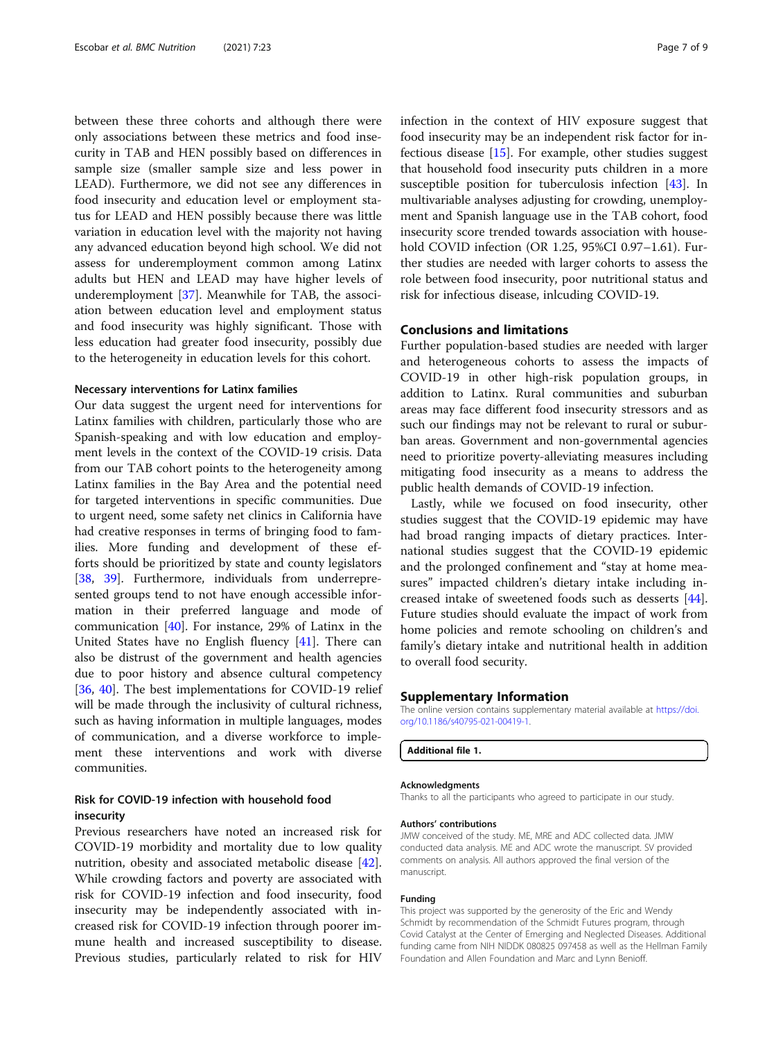between these three cohorts and although there were only associations between these metrics and food insecurity in TAB and HEN possibly based on differences in sample size (smaller sample size and less power in LEAD). Furthermore, we did not see any differences in food insecurity and education level or employment status for LEAD and HEN possibly because there was little variation in education level with the majority not having any advanced education beyond high school. We did not assess for underemployment common among Latinx adults but HEN and LEAD may have higher levels of underemployment [37]. Meanwhile for TAB, the association between education level and employment status and food insecurity was highly significant. Those with less education had greater food insecurity, possibly due to the heterogeneity in education levels for this cohort.

### Necessary interventions for Latinx families

Our data suggest the urgent need for interventions for Latinx families with children, particularly those who are Spanish-speaking and with low education and employment levels in the context of the COVID-19 crisis. Data from our TAB cohort points to the heterogeneity among Latinx families in the Bay Area and the potential need for targeted interventions in specific communities. Due to urgent need, some safety net clinics in California have had creative responses in terms of bringing food to families. More funding and development of these efforts should be prioritized by state and county legislators [38, 39]. Furthermore, individuals from underrepresented groups tend to not have enough accessible information in their preferred language and mode of communication [40]. For instance, 29% of Latinx in the United States have no English fluency [41]. There can also be distrust of the government and health agencies due to poor history and absence cultural competency [36, 40]. The best implementations for COVID-19 relief will be made through the inclusivity of cultural richness, such as having information in multiple languages, modes of communication, and a diverse workforce to implement these interventions and work with diverse communities.

### Risk for COVID-19 infection with household food insecurity

Previous researchers have noted an increased risk for COVID-19 morbidity and mortality due to low quality nutrition, obesity and associated metabolic disease [42]. While crowding factors and poverty are associated with risk for COVID-19 infection and food insecurity, food insecurity may be independently associated with increased risk for COVID-19 infection through poorer immune health and increased susceptibility to disease. Previous studies, particularly related to risk for HIV infection in the context of HIV exposure suggest that food insecurity may be an independent risk factor for infectious disease [15]. For example, other studies suggest that household food insecurity puts children in a more susceptible position for tuberculosis infection [43]. In multivariable analyses adjusting for crowding, unemployment and Spanish language use in the TAB cohort, food insecurity score trended towards association with household COVID infection (OR 1.25, 95%CI 0.97–1.61). Further studies are needed with larger cohorts to assess the role between food insecurity, poor nutritional status and risk for infectious disease, inlcuding COVID-19.

## Conclusions and limitations

Further population-based studies are needed with larger and heterogeneous cohorts to assess the impacts of COVID-19 in other high-risk population groups, in addition to Latinx. Rural communities and suburban areas may face different food insecurity stressors and as such our findings may not be relevant to rural or suburban areas. Government and non-governmental agencies need to prioritize poverty-alleviating measures including mitigating food insecurity as a means to address the public health demands of COVID-19 infection.

Lastly, while we focused on food insecurity, other studies suggest that the COVID-19 epidemic may have had broad ranging impacts of dietary practices. International studies suggest that the COVID-19 epidemic and the prolonged confinement and "stay at home measures" impacted children's dietary intake including increased intake of sweetened foods such as desserts [44]. Future studies should evaluate the impact of work from home policies and remote schooling on children's and family's dietary intake and nutritional health in addition to overall food security.

## Supplementary Information

The online version contains supplementary material available at https://doi.org/10.1186/s40795-021-00419-1.

**Additional file 1.**

#### Acknowledgments

Thanks to all the participants who agreed to participate in our study.

#### Authors' contributions

JMW conceived of the study. ME, MRE and ADC collected data. JMW conducted data analysis. ME and ADC wrote the manuscript. SV provided comments on analysis. All authors approved the final version of the manuscript.

#### Funding

This project was supported by the generosity of the Eric and Wendy Schmidt by recommendation of the Schmidt Futures program, through Covid Catalyst at the Center of Emerging and Neglected Diseases. Additional funding came from NIH NIDDK 080825 097458 as well as the Hellman Family Foundation and Allen Foundation and Marc and Lynn Benioff.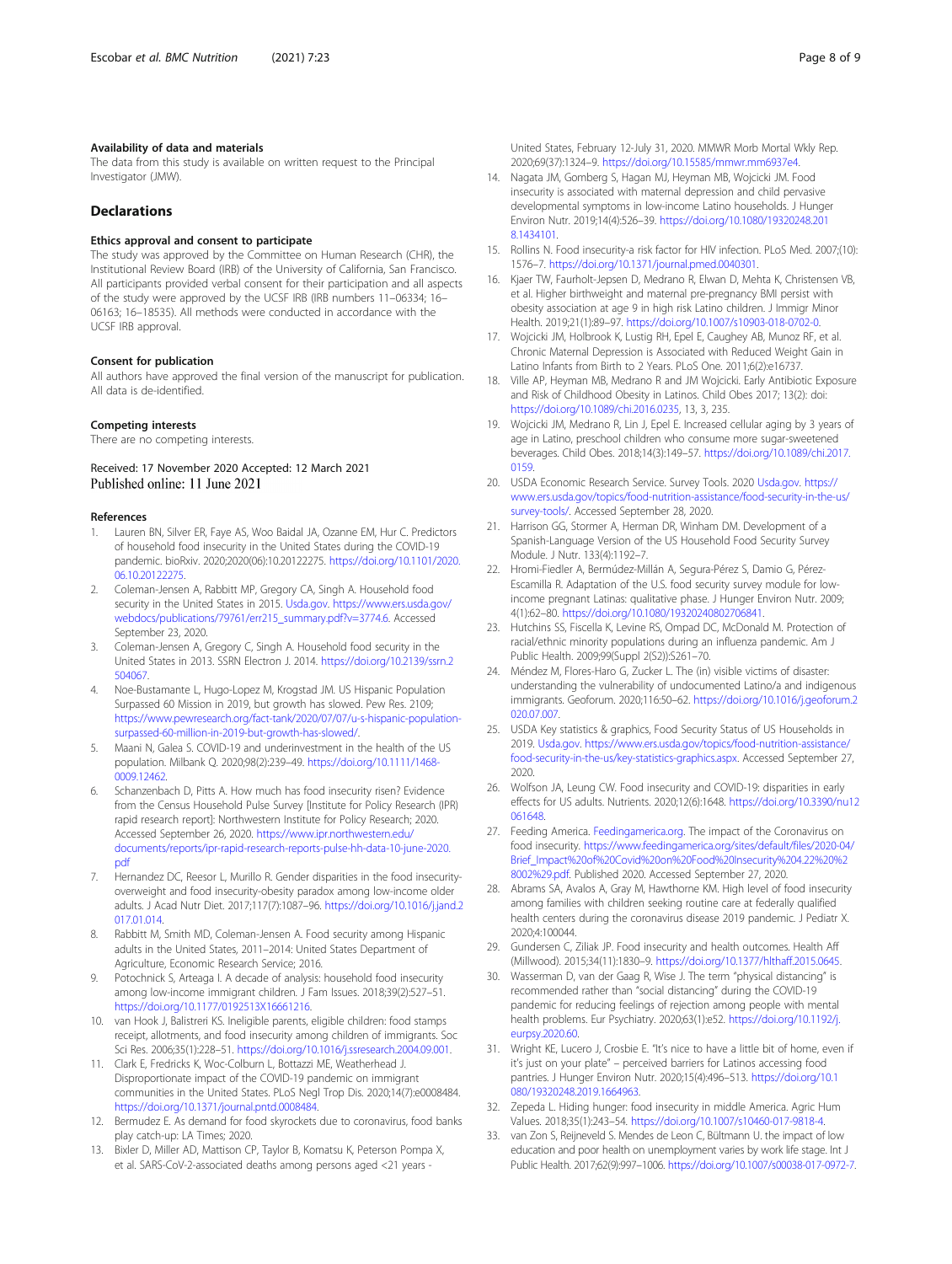### Availability of data and materials

The data from this study is available on written request to the Principal Investigator (JMW).

## Declarations

### Ethics approval and consent to participate

The study was approved by the Committee on Human Research (CHR), the Institutional Review Board (IRB) of the University of California, San Francisco. All participants provided verbal consent for their participation and all aspects of the study were approved by the UCSF IRB (IRB numbers 11–06334; 16–06163; 16–18535). All methods were conducted in accordance with the UCSF IRB approval.

### Consent for publication

All authors have approved the final version of the manuscript for publication. All data is de-identified.

### Competing interests

There are no competing interests.

Received: 17 November 2020 Accepted: 12 March 2021
Published online: 11 June 2021

### References

1. Lauren BN, Silver ER, Faye AS, Woo Baidal JA, Ozanne EM, Hur C. Predictors of household food insecurity in the United States during the COVID-19 pandemic. bioRxiv. 2020;2020(06):10.20122275. https://doi.org/10.1101/2020.06.10.20122275.
2. Coleman-Jensen A, Rabbitt MP, Gregory CA, Singh A. Household food security in the United States in 2015. Usda.gov. https://www.ers.usda.gov/webdocs/publications/79761/err215_summary.pdf?v=3774.6. Accessed September 23, 2020.
3. Coleman-Jensen A, Gregory C, Singh A. Household food security in the United States in 2013. SSRN Electron J. 2014. https://doi.org/10.2139/ssrn.2504067.
4. Noe-Bustamante L, Hugo-Lopez M, Krogstad JM. US Hispanic Population Surpassed 60 Mission in 2019, but growth has slowed. Pew Res. 2109; https://www.pewresearch.org/fact-tank/2020/07/07/u-s-hispanic-population-surpassed-60-million-in-2019-but-growth-has-slowed/.
5. Maani N, Galea S. COVID-19 and underinvestment in the health of the US population. Milbank Q. 2020;98(2):239–49. https://doi.org/10.1111/1468-0009.12462.
6. Schanzenbach D, Pitts A. How much has food insecurity risen? Evidence from the Census Household Pulse Survey [Institute for Policy Research (IPR) rapid research report]: Northwestern Institute for Policy Research; 2020. Accessed September 26, 2020. https://www.ipr.northwestern.edu/documents/reports/ipr-rapid-research-reports-pulse-hh-data-10-june-2020.pdf
7. Hernandez DC, Reesor L, Murillo R. Gender disparities in the food insecurity-overweight and food insecurity-obesity paradox among low-income older adults. J Acad Nutr Diet. 2017;117(7):1087–96. https://doi.org/10.1016/j.jand.2017.01.014.
8. Rabbitt M, Smith MD, Coleman-Jensen A. Food security among Hispanic adults in the United States, 2011–2014: United States Department of Agriculture, Economic Research Service; 2016.
9. Potochnick S, Arteaga I. A decade of analysis: household food insecurity among low-income immigrant children. J Fam Issues. 2018;39(2):527–51. https://doi.org/10.1177/0192513X16661216.
10. van Hook J, Balistreri KS. Ineligible parents, eligible children: food stamps receipt, allotments, and food insecurity among children of immigrants. Soc Sci Res. 2006;35(1):228–51. https://doi.org/10.1016/j.ssresearch.2004.09.001.
11. Clark E, Fredricks K, Woc-Colburn L, Bottazzi ME, Weatherhead J. Disproportionate impact of the COVID-19 pandemic on immigrant communities in the United States. PLoS Negl Trop Dis. 2020;14(7):e0008484. https://doi.org/10.1371/journal.pntd.0008484.
12. Bermudez E. As demand for food skyrockets due to coronavirus, food banks play catch-up: LA Times; 2020.
13. Bixler D, Miller AD, Mattison CP, Taylor B, Komatsu K, Peterson Pompa X, et al. SARS-CoV-2-associated deaths among persons aged <21 years - United States, February 12-July 31, 2020. MMWR Morb Mortal Wkly Rep. 2020;69(37):1324–9. https://doi.org/10.15585/mmwr.mm6937e4.
14. Nagata JM, Gomberg S, Hagan MJ, Heyman MB, Wojcicki JM. Food insecurity is associated with maternal depression and child pervasive developmental symptoms in low-income Latino households. J Hunger Environ Nutr. 2019;14(4):526–39. https://doi.org/10.1080/19320248.2018.1434101.
15. Rollins N. Food insecurity-a risk factor for HIV infection. PLoS Med. 2007;(10):1576–7. https://doi.org/10.1371/journal.pmed.0040301.
16. Kjaer TW, Faurholt-Jepsen D, Medrano R, Elwan D, Mehta K, Christensen VB, et al. Higher birthweight and maternal pre-pregnancy BMI persist with obesity association at age 9 in high risk Latino children. J Immigr Minor Health. 2019;21(1):89–97. https://doi.org/10.1007/s10903-018-0702-0.
17. Wojcicki JM, Holbrook K, Lustig RH, Epel E, Caughey AB, Munoz RF, et al. Chronic Maternal Depression is Associated with Reduced Weight Gain in Latino Infants from Birth to 2 Years. PLoS One. 2011;6(2):e16737.
18. Ville AP, Heyman MB, Medrano R and JM Wojcicki. Early Antibiotic Exposure and Risk of Childhood Obesity in Latinos. Child Obes 2017; 13(2): doi: https://doi.org/10.1089/chi.2016.0235, 13, 3, 235.
19. Wojcicki JM, Medrano R, Lin J, Epel E. Increased cellular aging by 3 years of age in Latino, preschool children who consume more sugar-sweetened beverages. Child Obes. 2018;14(3):149–57. https://doi.org/10.1089/chi.2017.0159.
20. USDA Economic Research Service. Survey Tools. 2020 Usda.gov. https://www.ers.usda.gov/topics/food-nutrition-assistance/food-security-in-the-us/survey-tools/. Accessed September 28, 2020.
21. Harrison GG, Stormer A, Herman DR, Winham DM. Development of a Spanish-Language Version of the US Household Food Security Survey Module. J Nutr. 133(4):1192–7.
22. Hromi-Fiedler A, Bermúdez-Millán A, Segura-Pérez S, Damio G, Pérez-Escamilla R. Adaptation of the U.S. food security survey module for low-income pregnant Latinas: qualitative phase. J Hunger Environ Nutr. 2009; 4(1):62–80. https://doi.org/10.1080/19320240802706841.
23. Hutchins SS, Fiscella K, Levine RS, Ompad DC, McDonald M. Protection of racial/ethnic minority populations during an influenza pandemic. Am J Public Health. 2009;99(Suppl 2(S2)):S261–70.
24. Méndez M, Flores-Haro G, Zucker L. The (in) visible victims of disaster: understanding the vulnerability of undocumented Latino/a and indigenous immigrants. Geoforum. 2020;116:50–62. https://doi.org/10.1016/j.geoforum.2020.07.007.
25. USDA Key statistics & graphics, Food Security Status of US Households in 2019. Usda.gov. https://www.ers.usda.gov/topics/food-nutrition-assistance/food-security-in-the-us/key-statistics-graphics.aspx. Accessed September 27, 2020.
26. Wolfson JA, Leung CW. Food insecurity and COVID-19: disparities in early effects for US adults. Nutrients. 2020;12(6):1648. https://doi.org/10.3390/nu12061648.
27. Feeding America. Feedingamerica.org. The impact of the Coronavirus on food insecurity. https://www.feedingamerica.org/sites/default/files/2020-04/Brief_Impact%20of%20Covid%20on%20Food%20Insecurity%204.22%20%28002%29.pdf. Published 2020. Accessed September 27, 2020.
28. Abrams SA, Avalos A, Gray M, Hawthorne KM. High level of food insecurity among families with children seeking routine care at federally qualified health centers during the coronavirus disease 2019 pandemic. J Pediatr X. 2020;4:100044.
29. Gundersen C, Ziliak JP. Food insecurity and health outcomes. Health Aff (Millwood). 2015;34(11):1830–9. https://doi.org/10.1377/hlthaff.2015.0645.
30. Wasserman D, van der Gaag R, Wise J. The term "physical distancing" is recommended rather than "social distancing" during the COVID-19 pandemic for reducing feelings of rejection among people with mental health problems. Eur Psychiatry. 2020;63(1):e52. https://doi.org/10.1192/j.eurpsy.2020.60.
31. Wright KE, Lucero J, Crosbie E. "It's nice to have a little bit of home, even if it's just on your plate" – perceived barriers for Latinos accessing food pantries. J Hunger Environ Nutr. 2020;15(4):496–513. https://doi.org/10.1080/19320248.2019.1664963.
32. Zepeda L. Hiding hunger: food insecurity in middle America. Agric Hum Values. 2018;35(1):243–54. https://doi.org/10.1007/s10460-017-9818-4.
33. van Zon S, Reijneveld S. Mendes de Leon C, Bültmann U. the impact of low education and poor health on unemployment varies by work life stage. Int J Public Health. 2017;62(9):997–1006. https://doi.org/10.1007/s00038-017-0972-7.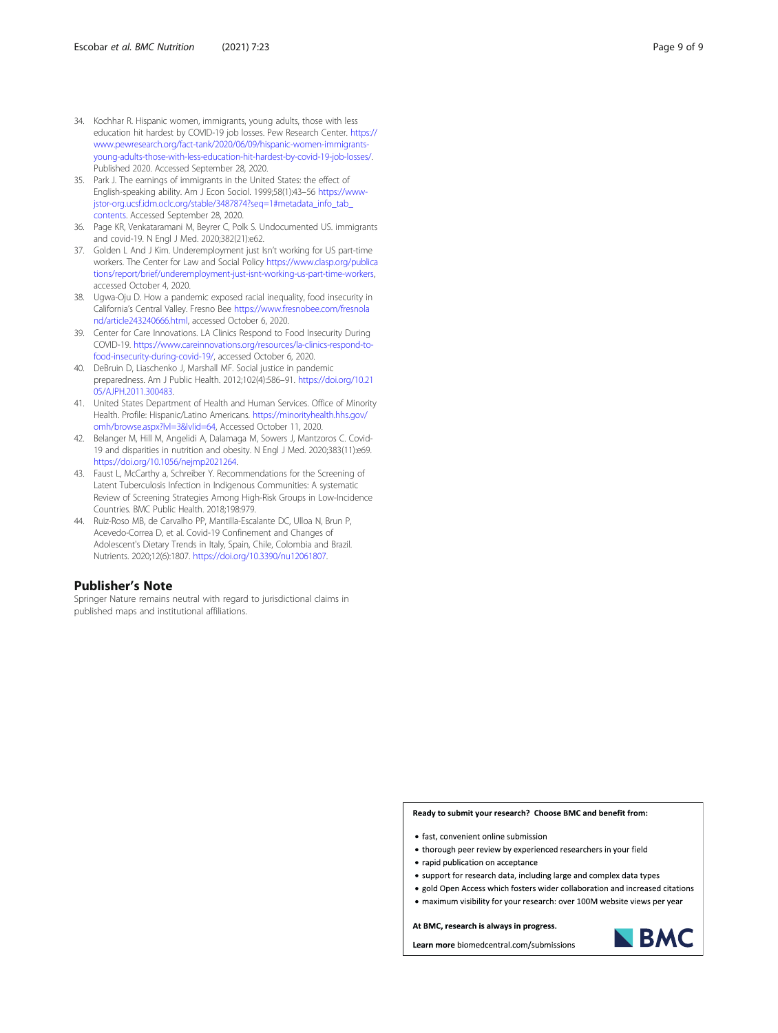34. Kochhar R. Hispanic women, immigrants, young adults, those with less education hit hardest by COVID-19 job losses. Pew Research Center. https://www.pewresearch.org/fact-tank/2020/06/09/hispanic-women-immigrants-young-adults-those-with-less-education-hit-hardest-by-covid-19-job-losses/. Published 2020. Accessed September 28, 2020.
35. Park J. The earnings of immigrants in the United States: the effect of English-speaking ability. Am J Econ Sociol. 1999;58(1):43–56 https://www-jstor-org.ucsf.idm.oclc.org/stable/3487874?seq=1#metadata_info_tab_contents. Accessed September 28, 2020.
36. Page KR, Venkataramani M, Beyrer C, Polk S. Undocumented US. immigrants and covid-19. N Engl J Med. 2020;382(21):e62.
37. Golden L And J Kim. Underemployment just Isn't working for US part-time workers. The Center for Law and Social Policy https://www.clasp.org/publications/report/brief/underemployment-just-isnt-working-us-part-time-workers, accessed October 4, 2020.
38. Ugwa-Oju D. How a pandemic exposed racial inequality, food insecurity in California's Central Valley. Fresno Bee https://www.fresnobee.com/fresnoland/article243240666.html, accessed October 6, 2020.
39. Center for Care Innovations. LA Clinics Respond to Food Insecurity During COVID-19. https://www.careinnovations.org/resources/la-clinics-respond-to-food-insecurity-during-covid-19/, accessed October 6, 2020.
40. DeBruin D, Liaschenko J, Marshall MF. Social justice in pandemic preparedness. Am J Public Health. 2012;102(4):586–91. https://doi.org/10.2105/AJPH.2011.300483.
41. United States Department of Health and Human Services. Office of Minority Health. Profile: Hispanic/Latino Americans. https://minorityhealth.hhs.gov/omh/browse.aspx?lvl=3&lvlid=64, Accessed October 11, 2020.
42. Belanger M, Hill M, Angelidi A, Dalamaga M, Sowers J, Mantzoros C. Covid-19 and disparities in nutrition and obesity. N Engl J Med. 2020;383(11):e69. https://doi.org/10.1056/nejmp2021264.
43. Faust L, McCarthy a, Schreiber Y. Recommendations for the Screening of Latent Tuberculosis Infection in Indigenous Communities: A systematic Review of Screening Strategies Among High-Risk Groups in Low-Incidence Countries. BMC Public Health. 2018;198:979.
44. Ruiz-Roso MB, de Carvalho PP, Mantilla-Escalante DC, Ulloa N, Brun P, Acevedo-Correa D, et al. Covid-19 Confinement and Changes of Adolescent's Dietary Trends in Italy, Spain, Chile, Colombia and Brazil. Nutrients. 2020;12(6):1807. https://doi.org/10.3390/nu12061807.

## Publisher's Note

Springer Nature remains neutral with regard to jurisdictional claims in published maps and institutional affiliations.

**Ready to submit your research? Choose BMC and benefit from:**

- fast, convenient online submission
- thorough peer review by experienced researchers in your field
- rapid publication on acceptance
- support for research data, including large and complex data types
- gold Open Access which fosters wider collaboration and increased citations
- maximum visibility for your research: over 100M website views per year

**At BMC, research is always in progress.**

**Learn more** biomedcentral.com/submissions

BMC